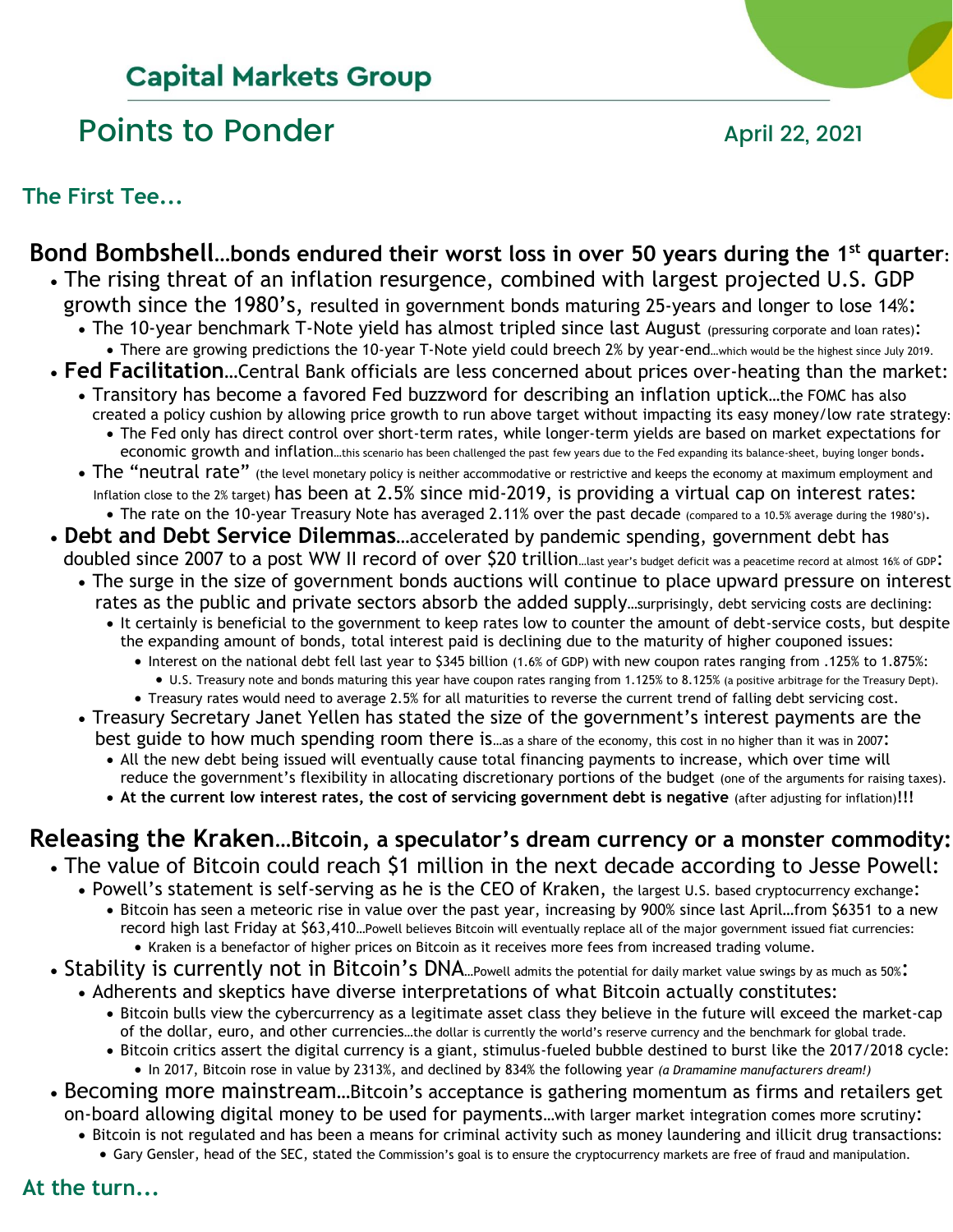## Capital Markets Group

# Points to Ponder

April 22, 2021

### The First Tee...

**Bond Bombshell…bonds endured their worst loss in over 50 years during the 1st quarter**:

- The rising threat of an inflation resurgence, combined with largest projected U.S. GDP growth since the 1980's, resulted in government bonds maturing 25-years and longer to lose 14%:
  - The 10-year benchmark T-Note yield has almost tripled since last August (pressuring corporate and loan rates):
    - There are growing predictions the 10-year T-Note yield could breech 2% by year-end…which would be the highest since July 2019.
- **Fed Facilitation**…Central Bank officials are less concerned about prices over-heating than the market:
  - Transitory has become a favored Fed buzzword for describing an inflation uptick…the FOMC has also created a policy cushion by allowing price growth to run above target without impacting its easy money/low rate strategy:
    - The Fed only has direct control over short-term rates, while longer-term yields are based on market expectations for economic growth and inflation…this scenario has been challenged the past few years due to the Fed expanding its balance-sheet, buying longer bonds.
  - The "neutral rate" (the level monetary policy is neither accommodative or restrictive and keeps the economy at maximum employment and Inflation close to the 2% target) has been at 2.5% since mid-2019, is providing a virtual cap on interest rates:
    - The rate on the 10-year Treasury Note has averaged 2.11% over the past decade (compared to a 10.5% average during the 1980's).
- **Debt and Debt Service Dilemmas**…accelerated by pandemic spending, government debt has doubled since 2007 to a post WW II record of over $20 trillion…last year's budget deficit was a peacetime record at almost 16% of GDP:
  - The surge in the size of government bonds auctions will continue to place upward pressure on interest rates as the public and private sectors absorb the added supply…surprisingly, debt servicing costs are declining:
    - It certainly is beneficial to the government to keep rates low to counter the amount of debt-service costs, but despite the expanding amount of bonds, total interest paid is declining due to the maturity of higher couponed issues:
      - Interest on the national debt fell last year to $345 billion (1.6% of GDP) with new coupon rates ranging from .125% to 1.875%:
        - U.S. Treasury note and bonds maturing this year have coupon rates ranging from 1.125% to 8.125% (a positive arbitrage for the Treasury Dept).
      - Treasury rates would need to average 2.5% for all maturities to reverse the current trend of falling debt servicing cost.
  - Treasury Secretary Janet Yellen has stated the size of the government's interest payments are the best guide to how much spending room there is…as a share of the economy, this cost in no higher than it was in 2007:
    - All the new debt being issued will eventually cause total financing payments to increase, which over time will reduce the government's flexibility in allocating discretionary portions of the budget (one of the arguments for raising taxes).
    - **At the current low interest rates, the cost of servicing government debt is negative** (after adjusting for inflation)**!!!**

**Releasing the Kraken…Bitcoin, a speculator's dream currency or a monster commodity:**

- The value of Bitcoin could reach $1 million in the next decade according to Jesse Powell:
  - Powell's statement is self-serving as he is the CEO of Kraken, the largest U.S. based cryptocurrency exchange:
    - Bitcoin has seen a meteoric rise in value over the past year, increasing by 900% since last April…from $6351 to a new record high last Friday at $63,410…Powell believes Bitcoin will eventually replace all of the major government issued fiat currencies:
      - Kraken is a benefactor of higher prices on Bitcoin as it receives more fees from increased trading volume.
- Stability is currently not in Bitcoin's DNA…Powell admits the potential for daily market value swings by as much as 50%:
  - Adherents and skeptics have diverse interpretations of what Bitcoin actually constitutes:
    - Bitcoin bulls view the cybercurrency as a legitimate asset class they believe in the future will exceed the market-cap of the dollar, euro, and other currencies…the dollar is currently the world's reserve currency and the benchmark for global trade.
    - Bitcoin critics assert the digital currency is a giant, stimulus-fueled bubble destined to burst like the 2017/2018 cycle:
      - In 2017, Bitcoin rose in value by 2313%, and declined by 834% the following year *(a Dramamine manufacturers dream!)*
- Becoming more mainstream…Bitcoin's acceptance is gathering momentum as firms and retailers get on-board allowing digital money to be used for payments…with larger market integration comes more scrutiny:
  - Bitcoin is not regulated and has been a means for criminal activity such as money laundering and illicit drug transactions:
    - Gary Gensler, head of the SEC, stated the Commission's goal is to ensure the cryptocurrency markets are free of fraud and manipulation.

### At the turn...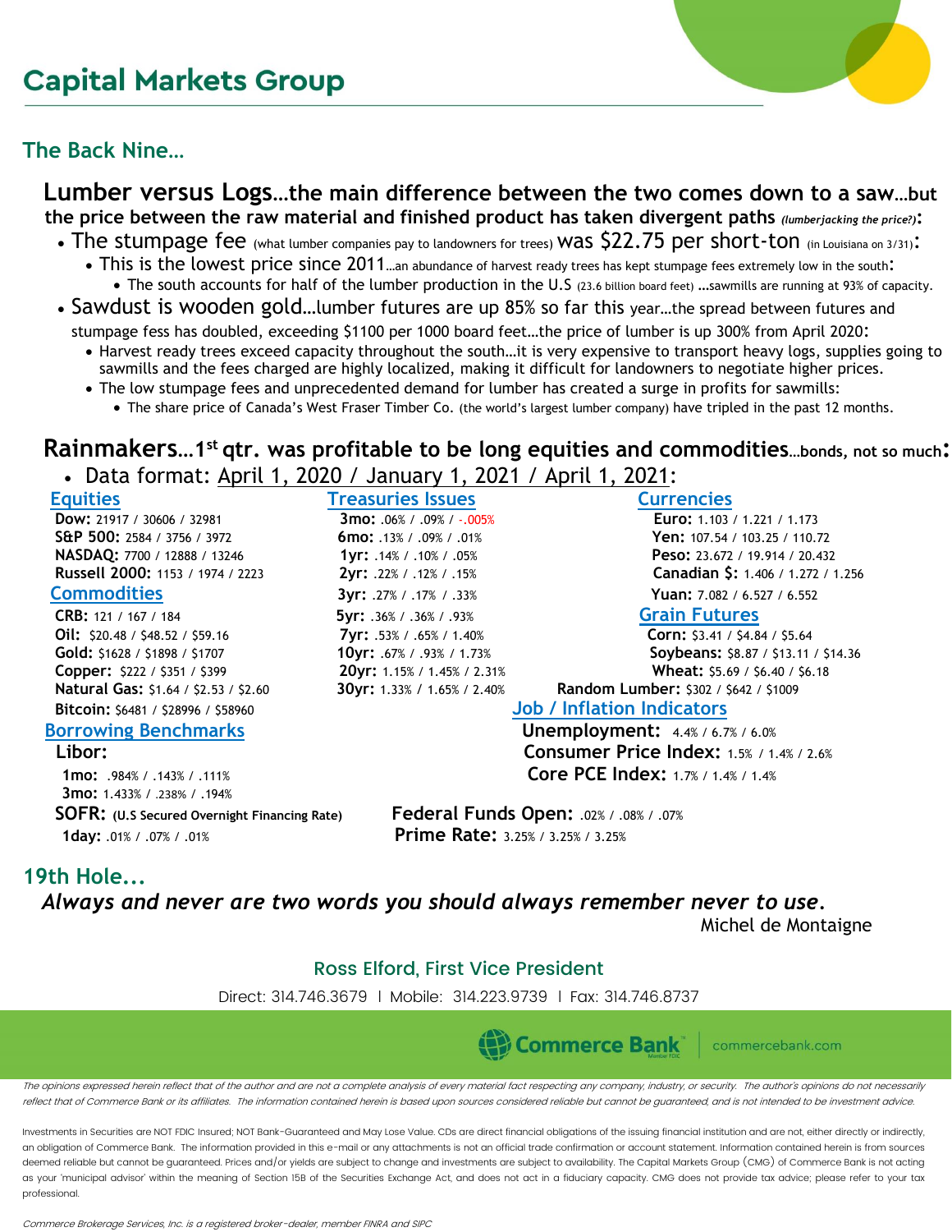# Capital Markets Group

## The Back Nine…

**Lumber versus Logs…the main difference between the two comes down to a saw…but the price between the raw material and finished product has taken divergent paths** ***(lumberjacking the price?)*:**

- The stumpage fee (what lumber companies pay to landowners for trees) was $22.75 per short-ton (in Louisiana on 3/31):
  - This is the lowest price since 2011…an abundance of harvest ready trees has kept stumpage fees extremely low in the south:
    - The south accounts for half of the lumber production in the U.S (23.6 billion board feet) …sawmills are running at 93% of capacity.
- Sawdust is wooden gold…lumber futures are up 85% so far this year…the spread between futures and stumpage fess has doubled, exceeding $1100 per 1000 board feet…the price of lumber is up 300% from April 2020:
  - Harvest ready trees exceed capacity throughout the south…it is very expensive to transport heavy logs, supplies going to sawmills and the fees charged are highly localized, making it difficult for landowners to negotiate higher prices.
  - The low stumpage fees and unprecedented demand for lumber has created a surge in profits for sawmills:
    - The share price of Canada's West Fraser Timber Co. (the world's largest lumber company) have tripled in the past 12 months.

**Rainmakers…1st qtr. was profitable to be long equities and commodities…bonds, not so much:**

- Data format: April 1, 2020 / January 1, 2021 / April 1, 2021:

**Equities**

Dow: 21917 / 30606 / 32981
S&P 500: 2584 / 3756 / 3972
NASDAQ: 7700 / 12888 / 13246
Russell 2000: 1153 / 1974 / 2223

**Commodities**

CRB: 121 / 167 / 184
Oil: $20.48 / $48.52 / $59.16
Gold: $1628 / $1898 / $1707
Copper: $222 / $351 / $399
Natural Gas: $1.64 / $2.53 / $2.60
Bitcoin: $6481 / $28996 / $58960

**Borrowing Benchmarks**

Libor:
1mo: .984% / .143% / .111%
3mo: 1.433% / .238% / .194%

SOFR: (U.S Secured Overnight Financing Rate)
1day: .01% / .07% / .01%

**Treasuries Issues**

3mo: .06% / .09% / -.005%
6mo: .13% / .09% / .01%
1yr: .14% / .10% / .05%
2yr: .22% / .12% / .15%
3yr: .27% / .17% / .33%
5yr: .36% / .36% / .93%
7yr: .53% / .65% / 1.40%
10yr: .67% / .93% / 1.73%
20yr: 1.15% / 1.45% / 2.31%
30yr: 1.33% / 1.65% / 2.40%

Federal Funds Open: .02% / .08% / .07%
Prime Rate: 3.25% / 3.25% / 3.25%

**Currencies**

Euro: 1.103 / 1.221 / 1.173
Yen: 107.54 / 103.25 / 110.72
Peso: 23.672 / 19.914 / 20.432
Canadian $: 1.406 / 1.272 / 1.256
Yuan: 7.082 / 6.527 / 6.552

**Grain Futures**

Corn: $3.41 / $4.84 / $5.64
Soybeans: $8.87 / $13.11 / $14.36
Wheat: $5.69 / $6.40 / $6.18
Random Lumber: $302 / $642 / $1009

**Job / Inflation Indicators**

Unemployment: 4.4% / 6.7% / 6.0%
Consumer Price Index: 1.5% / 1.4% / 2.6%
Core PCE Index: 1.7% / 1.4% / 1.4%

## 19th Hole…

***Always and never are two words you should always remember never to use.***

Michel de Montaigne

Ross Elford, First Vice President

Direct: 314.746.3679 | Mobile: 314.223.9739 | Fax: 314.746.8737

Commerce Bank | commercebank.com

*The opinions expressed herein reflect that of the author and are not a complete analysis of every material fact respecting any company, industry, or security. The author's opinions do not necessarily reflect that of Commerce Bank or its affiliates. The information contained herein is based upon sources considered reliable but cannot be guaranteed, and is not intended to be investment advice.*

Investments in Securities are NOT FDIC Insured; NOT Bank-Guaranteed and May Lose Value. CDs are direct financial obligations of the issuing financial institution and are not, either directly or indirectly, an obligation of Commerce Bank. The information provided in this e-mail or any attachments is not an official trade confirmation or account statement. Information contained herein is from sources deemed reliable but cannot be guaranteed. Prices and/or yields are subject to change and investments are subject to availability. The Capital Markets Group (CMG) of Commerce Bank is not acting as your 'municipal advisor' within the meaning of Section 15B of the Securities Exchange Act, and does not act in a fiduciary capacity. CMG does not provide tax advice; please refer to your tax professional.

*Commerce Brokerage Services, Inc. is a registered broker-dealer, member FINRA and SIPC*